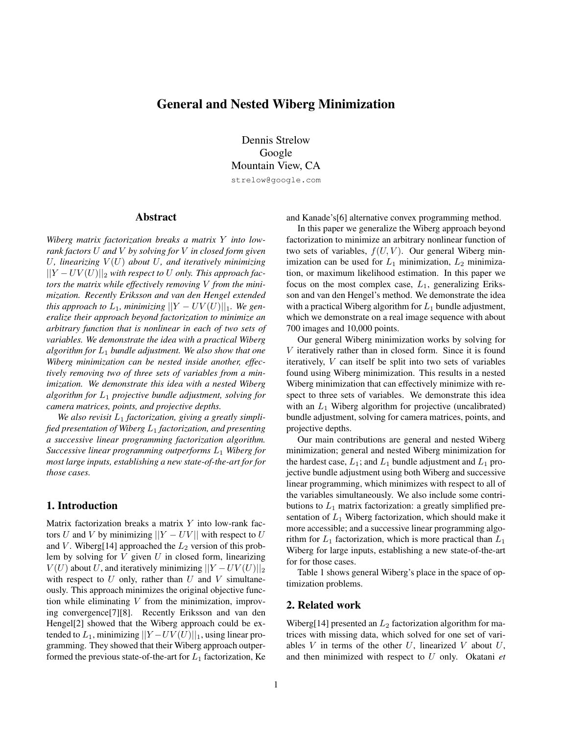# General and Nested Wiberg Minimization

Dennis Strelow
Google
Mountain View, CA
strelow@google.com

## Abstract

*Wiberg matrix factorization breaks a matrix $Y$ into low-rank factors $U$ and $V$ by solving for $V$ in closed form given $U$, linearizing $V(U)$ about $U$, and iteratively minimizing $||Y - UV(U)||_2$ with respect to $U$ only. This approach factors the matrix while effectively removing $V$ from the minimization. Recently Eriksson and van den Hengel extended this approach to $L_1$, minimizing $||Y - UV(U)||_1$. We generalize their approach beyond factorization to minimize an arbitrary function that is nonlinear in each of two sets of variables. We demonstrate the idea with a practical Wiberg algorithm for $L_1$ bundle adjustment. We also show that one Wiberg minimization can be nested inside another, effectively removing two of three sets of variables from a minimization. We demonstrate this idea with a nested Wiberg algorithm for $L_1$ projective bundle adjustment, solving for camera matrices, points, and projective depths.*

*We also revisit $L_1$ factorization, giving a greatly simplified presentation of Wiberg $L_1$ factorization, and presenting a successive linear programming factorization algorithm. Successive linear programming outperforms $L_1$ Wiberg for most large inputs, establishing a new state-of-the-art for for those cases.*

## 1. Introduction

Matrix factorization breaks a matrix $Y$ into low-rank factors $U$ and $V$ by minimizing $||Y - UV||$ with respect to $U$ and $V$. Wiberg[14] approached the $L_2$ version of this problem by solving for $V$ given $U$ in closed form, linearizing $V(U)$ about $U$, and iteratively minimizing $||Y - UV(U)||_2$ with respect to $U$ only, rather than $U$ and $V$ simultaneously. This approach minimizes the original objective function while eliminating $V$ from the minimization, improving convergence[7][8]. Recently Eriksson and van den Hengel[2] showed that the Wiberg approach could be extended to $L_1$, minimizing $||Y - UV(U)||_1$, using linear programming. They showed that their Wiberg approach outperformed the previous state-of-the-art for $L_1$ factorization, Ke and Kanade's[6] alternative convex programming method.

In this paper we generalize the Wiberg approach beyond factorization to minimize an arbitrary nonlinear function of two sets of variables, $f(U, V)$. Our general Wiberg minimization can be used for $L_1$ minimization, $L_2$ minimization, or maximum likelihood estimation. In this paper we focus on the most complex case, $L_1$, generalizing Eriksson and van den Hengel's method. We demonstrate the idea with a practical Wiberg algorithm for $L_1$ bundle adjustment, which we demonstrate on a real image sequence with about 700 images and 10,000 points.

Our general Wiberg minimization works by solving for $V$ iteratively rather than in closed form. Since it is found iteratively, $V$ can itself be split into two sets of variables found using Wiberg minimization. This results in a nested Wiberg minimization that can effectively minimize with respect to three sets of variables. We demonstrate this idea with an $L_1$ Wiberg algorithm for projective (uncalibrated) bundle adjustment, solving for camera matrices, points, and projective depths.

Our main contributions are general and nested Wiberg minimization; general and nested Wiberg minimization for the hardest case, $L_1$; and $L_1$ bundle adjustment and $L_1$ projective bundle adjustment using both Wiberg and successive linear programming, which minimizes with respect to all of the variables simultaneously. We also include some contributions to $L_1$ matrix factorization: a greatly simplified presentation of $L_1$ Wiberg factorization, which should make it more accessible; and a successive linear programming algorithm for $L_1$ factorization, which is more practical than $L_1$ Wiberg for large inputs, establishing a new state-of-the-art for for those cases.

Table 1 shows general Wiberg's place in the space of optimization problems.

## 2. Related work

Wiberg[14] presented an $L_2$ factorization algorithm for matrices with missing data, which solved for one set of variables $V$ in terms of the other $U$, linearized $V$ about $U$, and then minimized with respect to $U$ only. Okatani *et*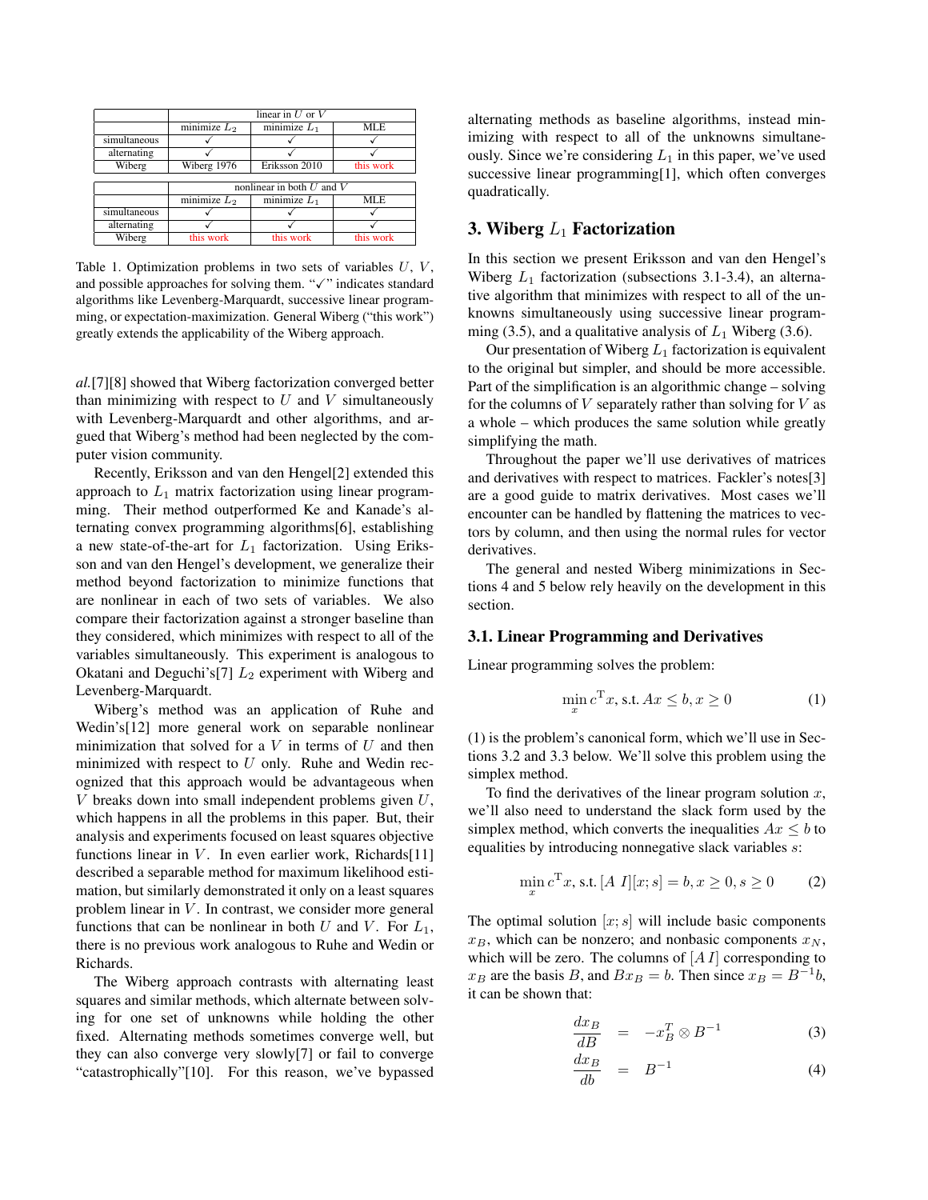| | linear in $U$ or $V$ | | |
|---|---|---|---|
| | minimize $L_2$ | minimize $L_1$ | MLE |
| simultaneous | ✓ | ✓ | ✓ |
| alternating | ✓ | ✓ | ✓ |
| Wiberg | Wiberg 1976 | Eriksson 2010 | this work |

| | nonlinear in both $U$ and $V$ | | |
|---|---|---|---|
| | minimize $L_2$ | minimize $L_1$ | MLE |
| simultaneous | ✓ | ✓ | ✓ |
| alternating | ✓ | ✓ | ✓ |
| Wiberg | this work | this work | this work |

Table 1. Optimization problems in two sets of variables $U$, $V$, and possible approaches for solving them. "✓" indicates standard algorithms like Levenberg-Marquardt, successive linear programming, or expectation-maximization. General Wiberg ("this work") greatly extends the applicability of the Wiberg approach.

*al.*[7][8] showed that Wiberg factorization converged better than minimizing with respect to $U$ and $V$ simultaneously with Levenberg-Marquardt and other algorithms, and argued that Wiberg's method had been neglected by the computer vision community.

Recently, Eriksson and van den Hengel[2] extended this approach to $L_1$ matrix factorization using linear programming. Their method outperformed Ke and Kanade's alternating convex programming algorithms[6], establishing a new state-of-the-art for $L_1$ factorization. Using Eriksson and van den Hengel's development, we generalize their method beyond factorization to minimize functions that are nonlinear in each of two sets of variables. We also compare their factorization against a stronger baseline than they considered, which minimizes with respect to all of the variables simultaneously. This experiment is analogous to Okatani and Deguchi's[7] $L_2$ experiment with Wiberg and Levenberg-Marquardt.

Wiberg's method was an application of Ruhe and Wedin's[12] more general work on separable nonlinear minimization that solved for a $V$ in terms of $U$ and then minimized with respect to $U$ only. Ruhe and Wedin recognized that this approach would be advantageous when $V$ breaks down into small independent problems given $U$, which happens in all the problems in this paper. But, their analysis and experiments focused on least squares objective functions linear in $V$. In even earlier work, Richards[11] described a separable method for maximum likelihood estimation, but similarly demonstrated it only on a least squares problem linear in $V$. In contrast, we consider more general functions that can be nonlinear in both $U$ and $V$. For $L_1$, there is no previous work analogous to Ruhe and Wedin or Richards.

The Wiberg approach contrasts with alternating least squares and similar methods, which alternate between solving for one set of unknowns while holding the other fixed. Alternating methods sometimes converge well, but they can also converge very slowly[7] or fail to converge "catastrophically"[10]. For this reason, we've bypassed alternating methods as baseline algorithms, instead minimizing with respect to all of the unknowns simultaneously. Since we're considering $L_1$ in this paper, we've used successive linear programming[1], which often converges quadratically.

## 3. Wiberg $L_1$ Factorization

In this section we present Eriksson and van den Hengel's Wiberg $L_1$ factorization (subsections 3.1-3.4), an alternative algorithm that minimizes with respect to all of the unknowns simultaneously using successive linear programming (3.5), and a qualitative analysis of $L_1$ Wiberg (3.6).

Our presentation of Wiberg $L_1$ factorization is equivalent to the original but simpler, and should be more accessible. Part of the simplification is an algorithmic change – solving for the columns of $V$ separately rather than solving for $V$ as a whole – which produces the same solution while greatly simplifying the math.

Throughout the paper we'll use derivatives of matrices and derivatives with respect to matrices. Fackler's notes[3] are a good guide to matrix derivatives. Most cases we'll encounter can be handled by flattening the matrices to vectors by column, and then using the normal rules for vector derivatives.

The general and nested Wiberg minimizations in Sections 4 and 5 below rely heavily on the development in this section.

### 3.1. Linear Programming and Derivatives

Linear programming solves the problem:

$$\min_x c^{\mathrm{T}} x, \text{ s.t. } Ax \leq b, x \geq 0 \tag{1}$$

(1) is the problem's canonical form, which we'll use in Sections 3.2 and 3.3 below. We'll solve this problem using the simplex method.

To find the derivatives of the linear program solution $x$, we'll also need to understand the slack form used by the simplex method, which converts the inequalities $Ax \leq b$ to equalities by introducing nonnegative slack variables $s$:

$$\min_x c^{\mathrm{T}} x, \text{ s.t. } [A \; I][x; s] = b, x \geq 0, s \geq 0 \tag{2}$$

The optimal solution $[x; s]$ will include basic components $x_B$, which can be nonzero; and nonbasic components $x_N$, which will be zero. The columns of $[A \, I]$ corresponding to $x_B$ are the basis $B$, and $B x_B = b$. Then since $x_B = B^{-1} b$, it can be shown that:

$$\frac{dx_B}{dB} = -x_B^T \otimes B^{-1} \tag{3}$$

$$\frac{dx_B}{db} = B^{-1} \tag{4}$$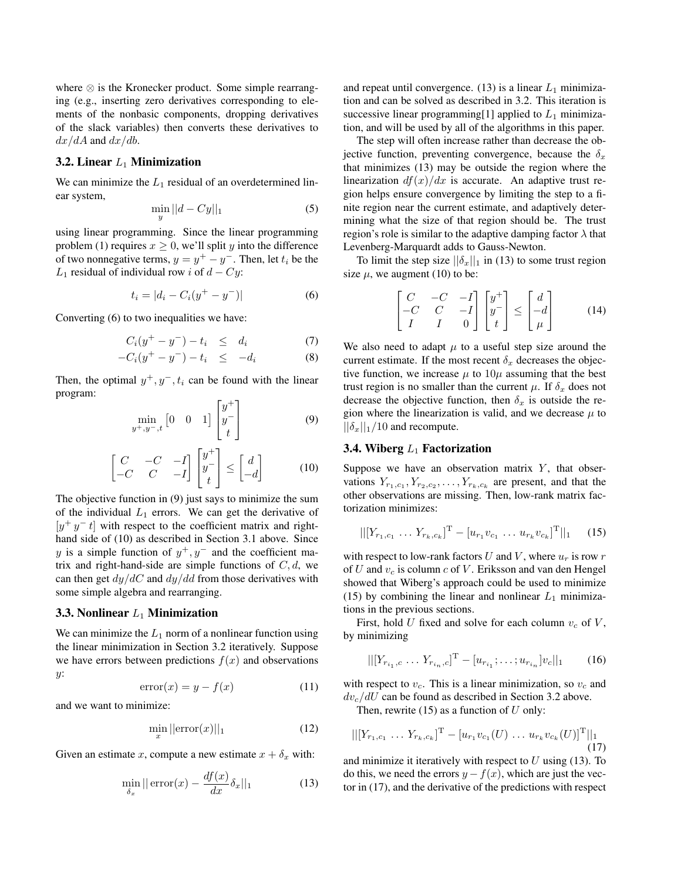where $\otimes$ is the Kronecker product. Some simple rearranging (e.g., inserting zero derivatives corresponding to elements of the nonbasic components, dropping derivatives of the slack variables) then converts these derivatives to $dx/dA$ and $dx/db$.

### 3.2. Linear $L_1$ Minimization

We can minimize the $L_1$ residual of an overdetermined linear system,

$$\min_{y} ||d - Cy||_1 \tag{5}$$

using linear programming. Since the linear programming problem (1) requires $x \geq 0$, we'll split $y$ into the difference of two nonnegative terms, $y = y^+ - y^-$. Then, let $t_i$ be the $L_1$ residual of individual row $i$ of $d - Cy$:

$$t_i = |d_i - C_i(y^+ - y^-)| \tag{6}$$

Converting (6) to two inequalities we have:

$$C_i(y^+ - y^-) - t_i \quad \leq \quad d_i \tag{7}$$

$$-C_i(y^+ - y^-) - t_i \quad \leq \quad -d_i \tag{8}$$

Then, the optimal $y^+, y^-, t_i$ can be found with the linear program:

$$\min_{y^+, y^-, t} \begin{bmatrix} 0 & 0 & 1 \end{bmatrix} \begin{bmatrix} y^+ \\ y^- \\ t \end{bmatrix} \tag{9}$$

$$\begin{bmatrix} C & -C & -I \\ -C & C & -I \end{bmatrix} \begin{bmatrix} y^+ \\ y^- \\ t \end{bmatrix} \leq \begin{bmatrix} d \\ -d \end{bmatrix} \tag{10}$$

The objective function in (9) just says to minimize the sum of the individual $L_1$ errors. We can get the derivative of $[y^+ \, y^- \, t]$ with respect to the coefficient matrix and right-hand side of (10) as described in Section 3.1 above. Since $y$ is a simple function of $y^+, y^-$ and the coefficient matrix and right-hand-side are simple functions of $C, d$, we can then get $dy/dC$ and $dy/dd$ from those derivatives with some simple algebra and rearranging.

### 3.3. Nonlinear $L_1$ Minimization

We can minimize the $L_1$ norm of a nonlinear function using the linear minimization in Section 3.2 iteratively. Suppose we have errors between predictions $f(x)$ and observations $y$:

$$\text{error}(x) = y - f(x) \tag{11}$$

and we want to minimize:

$$\min_{x} ||\text{error}(x)||_1 \tag{12}$$

Given an estimate $x$, compute a new estimate $x + \delta_x$ with:

$$\min_{\delta_x} ||\,\text{error}(x) - \frac{df(x)}{dx}\delta_x||_1 \tag{13}$$

and repeat until convergence. (13) is a linear $L_1$ minimization and can be solved as described in 3.2. This iteration is successive linear programming[1] applied to $L_1$ minimization, and will be used by all of the algorithms in this paper.

The step will often increase rather than decrease the objective function, preventing convergence, because the $\delta_x$ that minimizes (13) may be outside the region where the linearization $df(x)/dx$ is accurate. An adaptive trust region helps ensure convergence by limiting the step to a finite region near the current estimate, and adaptively determining what the size of that region should be. The trust region's role is similar to the adaptive damping factor $\lambda$ that Levenberg-Marquardt adds to Gauss-Newton.

To limit the step size $||\delta_x||_1$ in (13) to some trust region size $\mu$, we augment (10) to be:

$$\begin{bmatrix} C & -C & -I \\ -C & C & -I \\ I & I & 0 \end{bmatrix} \begin{bmatrix} y^+ \\ y^- \\ t \end{bmatrix} \leq \begin{bmatrix} d \\ -d \\ \mu \end{bmatrix} \tag{14}$$

We also need to adapt $\mu$ to a useful step size around the current estimate. If the most recent $\delta_x$ decreases the objective function, we increase $\mu$ to $10\mu$ assuming that the best trust region is no smaller than the current $\mu$. If $\delta_x$ does not decrease the objective function, then $\delta_x$ is outside the region where the linearization is valid, and we decrease $\mu$ to $||\delta_x||_1/10$ and recompute.

### 3.4. Wiberg $L_1$ Factorization

Suppose we have an observation matrix $Y$, that observations $Y_{r_1,c_1}, Y_{r_2,c_2}, \ldots, Y_{r_k,c_k}$ are present, and that the other observations are missing. Then, low-rank matrix factorization minimizes:

$$||[Y_{r_1,c_1} \, \ldots \, Y_{r_k,c_k}]^{\mathrm{T}} - [u_{r_1}v_{c_1} \, \ldots \, u_{r_k}v_{c_k}]^{\mathrm{T}}||_1 \tag{15}$$

with respect to low-rank factors $U$ and $V$, where $u_r$ is row $r$ of $U$ and $v_c$ is column $c$ of $V$. Eriksson and van den Hengel showed that Wiberg's approach could be used to minimize (15) by combining the linear and nonlinear $L_1$ minimizations in the previous sections.

First, hold $U$ fixed and solve for each column $v_c$ of $V$, by minimizing

$$||[Y_{r_{i_1},c} \, \ldots \, Y_{r_{i_n},c}]^{\mathrm{T}} - [u_{r_{i_1}}; \ldots ; u_{r_{i_n}}]v_c||_1 \tag{16}$$

with respect to $v_c$. This is a linear minimization, so $v_c$ and $dv_c/dU$ can be found as described in Section 3.2 above.

Then, rewrite (15) as a function of $U$ only:

$$||[Y_{r_1,c_1} \, \ldots \, Y_{r_k,c_k}]^{\mathrm{T}} - [u_{r_1}v_{c_1}(U) \, \ldots \, u_{r_k}v_{c_k}(U)]^{\mathrm{T}}||_1 \tag{17}$$

and minimize it iteratively with respect to $U$ using (13). To do this, we need the errors $y - f(x)$, which are just the vector in (17), and the derivative of the predictions with respect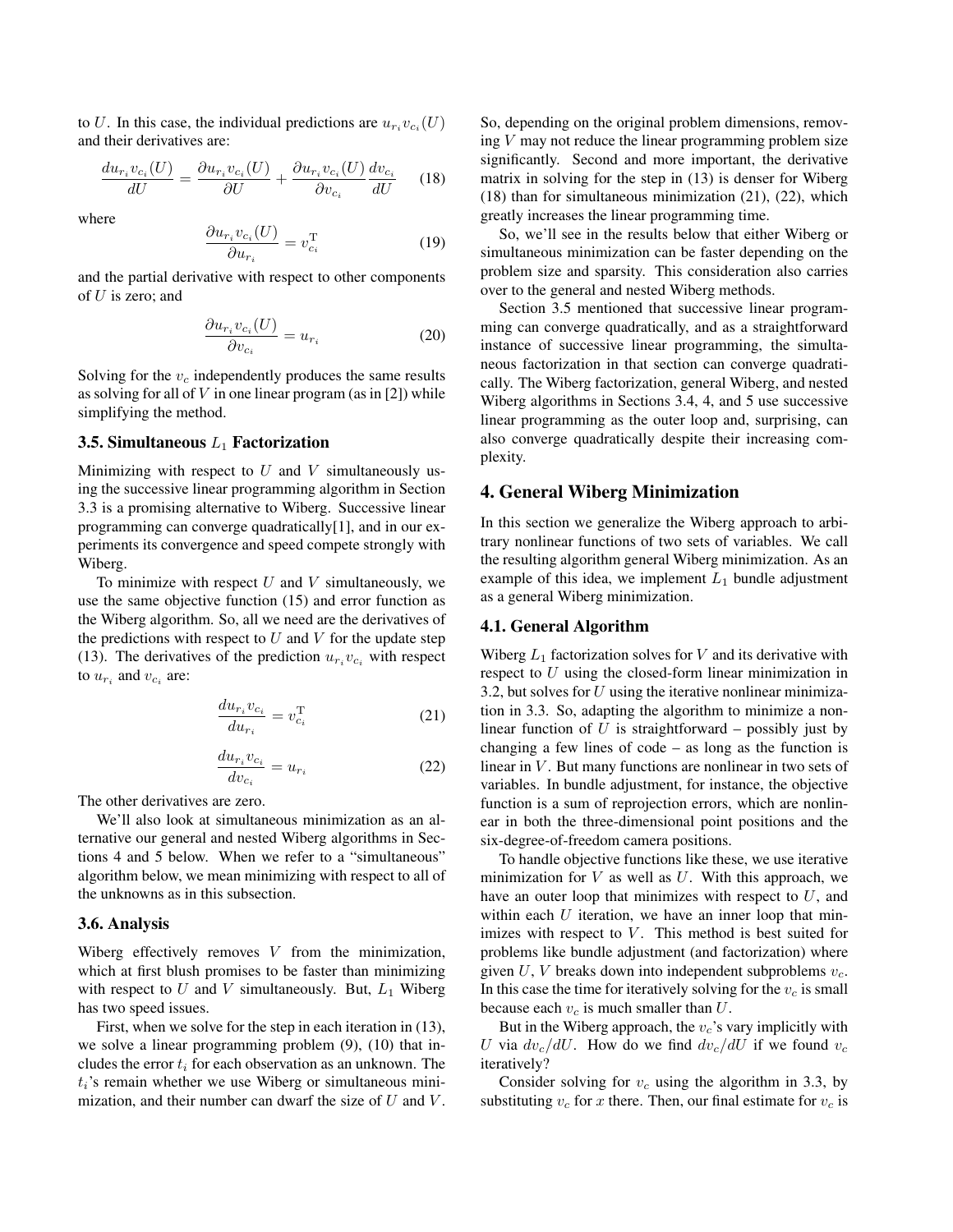to $U$. In this case, the individual predictions are $u_{r_i} v_{c_i}(U)$ and their derivatives are:

$$\frac{d u_{r_i} v_{c_i}(U)}{dU} = \frac{\partial u_{r_i} v_{c_i}(U)}{\partial U} + \frac{\partial u_{r_i} v_{c_i}(U)}{\partial v_{c_i}} \frac{d v_{c_i}}{dU} \tag{18}$$

where

$$\frac{\partial u_{r_i} v_{c_i}(U)}{\partial u_{r_i}} = v_{c_i}^{\mathrm{T}} \tag{19}$$

and the partial derivative with respect to other components of $U$ is zero; and

$$\frac{\partial u_{r_i} v_{c_i}(U)}{\partial v_{c_i}} = u_{r_i} \tag{20}$$

Solving for the $v_c$ independently produces the same results as solving for all of $V$ in one linear program (as in [2]) while simplifying the method.

### 3.5. Simultaneous $L_1$ Factorization

Minimizing with respect to $U$ and $V$ simultaneously using the successive linear programming algorithm in Section 3.3 is a promising alternative to Wiberg. Successive linear programming can converge quadratically[1], and in our experiments its convergence and speed compete strongly with Wiberg.

To minimize with respect $U$ and $V$ simultaneously, we use the same objective function (15) and error function as the Wiberg algorithm. So, all we need are the derivatives of the predictions with respect to $U$ and $V$ for the update step (13). The derivatives of the prediction $u_{r_i} v_{c_i}$ with respect to $u_{r_i}$ and $v_{c_i}$ are:

$$\frac{d u_{r_i} v_{c_i}}{d u_{r_i}} = v_{c_i}^{\mathrm{T}} \tag{21}$$

$$\frac{d u_{r_i} v_{c_i}}{d v_{c_i}} = u_{r_i} \tag{22}$$

The other derivatives are zero.

We'll also look at simultaneous minimization as an alternative our general and nested Wiberg algorithms in Sections 4 and 5 below. When we refer to a "simultaneous" algorithm below, we mean minimizing with respect to all of the unknowns as in this subsection.

### 3.6. Analysis

Wiberg effectively removes $V$ from the minimization, which at first blush promises to be faster than minimizing with respect to $U$ and $V$ simultaneously. But, $L_1$ Wiberg has two speed issues.

First, when we solve for the step in each iteration in (13), we solve a linear programming problem (9), (10) that includes the error $t_i$ for each observation as an unknown. The $t_i$'s remain whether we use Wiberg or simultaneous minimization, and their number can dwarf the size of $U$ and $V$. So, depending on the original problem dimensions, removing $V$ may not reduce the linear programming problem size significantly. Second and more important, the derivative matrix in solving for the step in (13) is denser for Wiberg (18) than for simultaneous minimization (21), (22), which greatly increases the linear programming time.

So, we'll see in the results below that either Wiberg or simultaneous minimization can be faster depending on the problem size and sparsity. This consideration also carries over to the general and nested Wiberg methods.

Section 3.5 mentioned that successive linear programming can converge quadratically, and as a straightforward instance of successive linear programming, the simultaneous factorization in that section can converge quadratically. The Wiberg factorization, general Wiberg, and nested Wiberg algorithms in Sections 3.4, 4, and 5 use successive linear programming as the outer loop and, surprising, can also converge quadratically despite their increasing complexity.

## 4. General Wiberg Minimization

In this section we generalize the Wiberg approach to arbitrary nonlinear functions of two sets of variables. We call the resulting algorithm general Wiberg minimization. As an example of this idea, we implement $L_1$ bundle adjustment as a general Wiberg minimization.

### 4.1. General Algorithm

Wiberg $L_1$ factorization solves for $V$ and its derivative with respect to $U$ using the closed-form linear minimization in 3.2, but solves for $U$ using the iterative nonlinear minimization in 3.3. So, adapting the algorithm to minimize a nonlinear function of $U$ is straightforward – possibly just by changing a few lines of code – as long as the function is linear in $V$. But many functions are nonlinear in two sets of variables. In bundle adjustment, for instance, the objective function is a sum of reprojection errors, which are nonlinear in both the three-dimensional point positions and the six-degree-of-freedom camera positions.

To handle objective functions like these, we use iterative minimization for $V$ as well as $U$. With this approach, we have an outer loop that minimizes with respect to $U$, and within each $U$ iteration, we have an inner loop that minimizes with respect to $V$. This method is best suited for problems like bundle adjustment (and factorization) where given $U$, $V$ breaks down into independent subproblems $v_c$. In this case the time for iteratively solving for the $v_c$ is small because each $v_c$ is much smaller than $U$.

But in the Wiberg approach, the $v_c$'s vary implicitly with $U$ via $dv_c/dU$. How do we find $dv_c/dU$ if we found $v_c$ iteratively?

Consider solving for $v_c$ using the algorithm in 3.3, by substituting $v_c$ for $x$ there. Then, our final estimate for $v_c$ is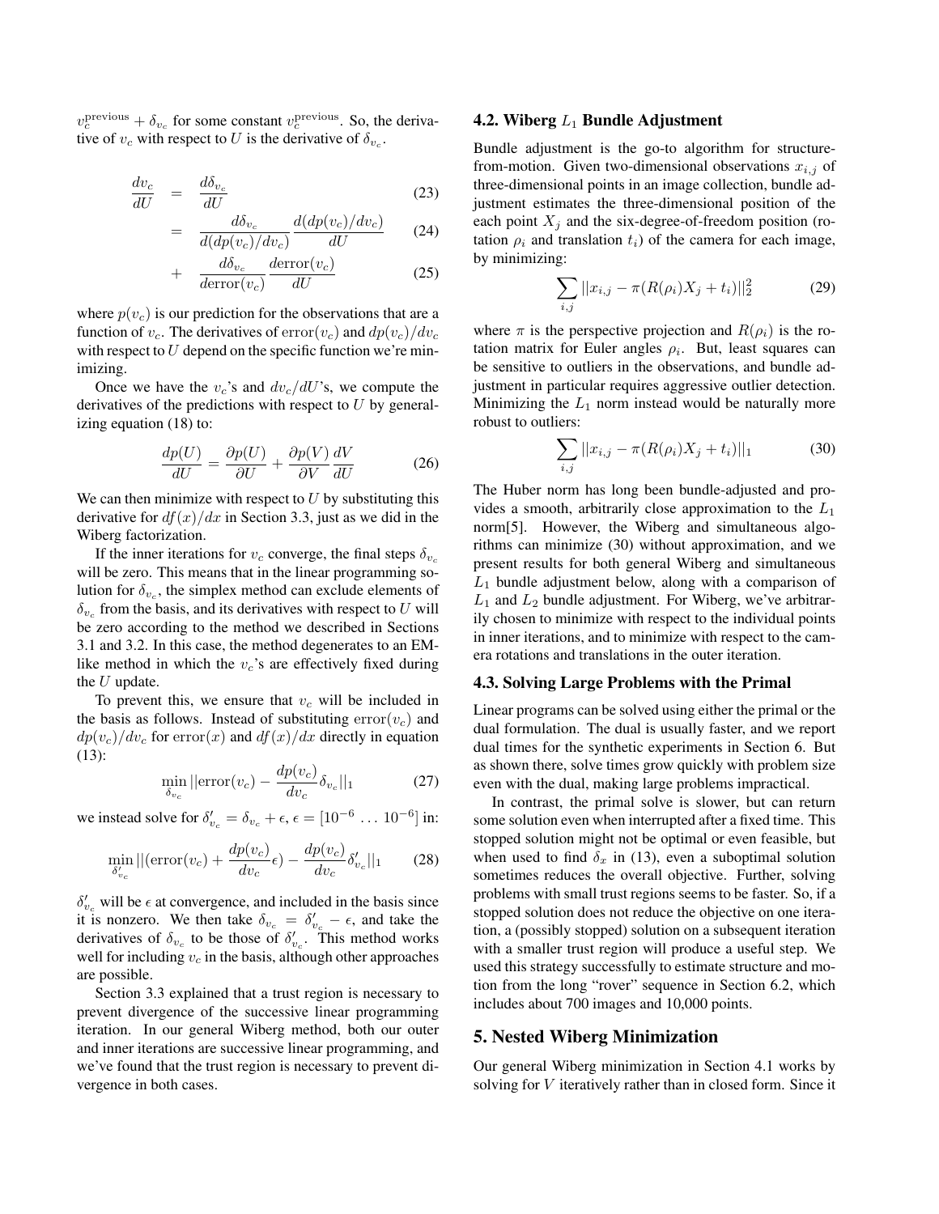$v_c^{\text{previous}} + \delta_{v_c}$ for some constant $v_c^{\text{previous}}$. So, the derivative of $v_c$ with respect to $U$ is the derivative of $\delta_{v_c}$.

$$\frac{dv_c}{dU} = \frac{d\delta_{v_c}}{dU} \tag{23}$$

$$= \frac{d\delta_{v_c}}{d(dp(v_c)/dv_c)} \frac{d(dp(v_c)/dv_c)}{dU} \tag{24}$$

$$+ \frac{d\delta_{v_c}}{d\text{error}(v_c)} \frac{d\text{error}(v_c)}{dU} \tag{25}$$

where $p(v_c)$ is our prediction for the observations that are a function of $v_c$. The derivatives of $\text{error}(v_c)$ and $dp(v_c)/dv_c$ with respect to $U$ depend on the specific function we're minimizing.

Once we have the $v_c$'s and $dv_c/dU$'s, we compute the derivatives of the predictions with respect to $U$ by generalizing equation (18) to:

$$\frac{dp(U)}{dU} = \frac{\partial p(U)}{\partial U} + \frac{\partial p(V)}{\partial V} \frac{dV}{dU} \tag{26}$$

We can then minimize with respect to $U$ by substituting this derivative for $df(x)/dx$ in Section 3.3, just as we did in the Wiberg factorization.

If the inner iterations for $v_c$ converge, the final steps $\delta_{v_c}$ will be zero. This means that in the linear programming solution for $\delta_{v_c}$, the simplex method can exclude elements of $\delta_{v_c}$ from the basis, and its derivatives with respect to $U$ will be zero according to the method we described in Sections 3.1 and 3.2. In this case, the method degenerates to an EM-like method in which the $v_c$'s are effectively fixed during the $U$ update.

To prevent this, we ensure that $v_c$ will be included in the basis as follows. Instead of substituting $\text{error}(v_c)$ and $dp(v_c)/dv_c$ for $\text{error}(x)$ and $df(x)/dx$ directly in equation (13):

$$\min_{\delta_{v_c}} ||\text{error}(v_c) - \frac{dp(v_c)}{dv_c}\delta_{v_c}||_1 \tag{27}$$

we instead solve for $\delta'_{v_c} = \delta_{v_c} + \epsilon$, $\epsilon = [10^{-6} \ \ldots \ 10^{-6}]$ in:

$$\min_{\delta'_{v_c}} ||(\text{error}(v_c) + \frac{dp(v_c)}{dv_c}\epsilon) - \frac{dp(v_c)}{dv_c}\delta'_{v_c}||_1 \tag{28}$$

$\delta'_{v_c}$ will be $\epsilon$ at convergence, and included in the basis since it is nonzero. We then take $\delta_{v_c} = \delta'_{v_c} - \epsilon$, and take the derivatives of $\delta_{v_c}$ to be those of $\delta'_{v_c}$. This method works well for including $v_c$ in the basis, although other approaches are possible.

Section 3.3 explained that a trust region is necessary to prevent divergence of the successive linear programming iteration. In our general Wiberg method, both our outer and inner iterations are successive linear programming, and we've found that the trust region is necessary to prevent divergence in both cases.

### 4.2. Wiberg $L_1$ Bundle Adjustment

Bundle adjustment is the go-to algorithm for structure-from-motion. Given two-dimensional observations $x_{i,j}$ of three-dimensional points in an image collection, bundle adjustment estimates the three-dimensional position of the each point $X_j$ and the six-degree-of-freedom position (rotation $\rho_i$ and translation $t_i$) of the camera for each image, by minimizing:

$$\sum_{i,j} ||x_{i,j} - \pi(R(\rho_i)X_j + t_i)||_2^2 \tag{29}$$

where $\pi$ is the perspective projection and $R(\rho_i)$ is the rotation matrix for Euler angles $\rho_i$. But, least squares can be sensitive to outliers in the observations, and bundle adjustment in particular requires aggressive outlier detection. Minimizing the $L_1$ norm instead would be naturally more robust to outliers:

$$\sum_{i,j} ||x_{i,j} - \pi(R(\rho_i)X_j + t_i)||_1 \tag{30}$$

The Huber norm has long been bundle-adjusted and provides a smooth, arbitrarily close approximation to the $L_1$ norm[5]. However, the Wiberg and simultaneous algorithms can minimize (30) without approximation, and we present results for both general Wiberg and simultaneous $L_1$ bundle adjustment below, along with a comparison of $L_1$ and $L_2$ bundle adjustment. For Wiberg, we've arbitrarily chosen to minimize with respect to the individual points in inner iterations, and to minimize with respect to the camera rotations and translations in the outer iteration.

### 4.3. Solving Large Problems with the Primal

Linear programs can be solved using either the primal or the dual formulation. The dual is usually faster, and we report dual times for the synthetic experiments in Section 6. But as shown there, solve times grow quickly with problem size even with the dual, making large problems impractical.

In contrast, the primal solve is slower, but can return some solution even when interrupted after a fixed time. This stopped solution might not be optimal or even feasible, but when used to find $\delta_x$ in (13), even a suboptimal solution sometimes reduces the overall objective. Further, solving problems with small trust regions seems to be faster. So, if a stopped solution does not reduce the objective on one iteration, a (possibly stopped) solution on a subsequent iteration with a smaller trust region will produce a useful step. We used this strategy successfully to estimate structure and motion from the long "rover" sequence in Section 6.2, which includes about 700 images and 10,000 points.

## 5. Nested Wiberg Minimization

Our general Wiberg minimization in Section 4.1 works by solving for $V$ iteratively rather than in closed form. Since it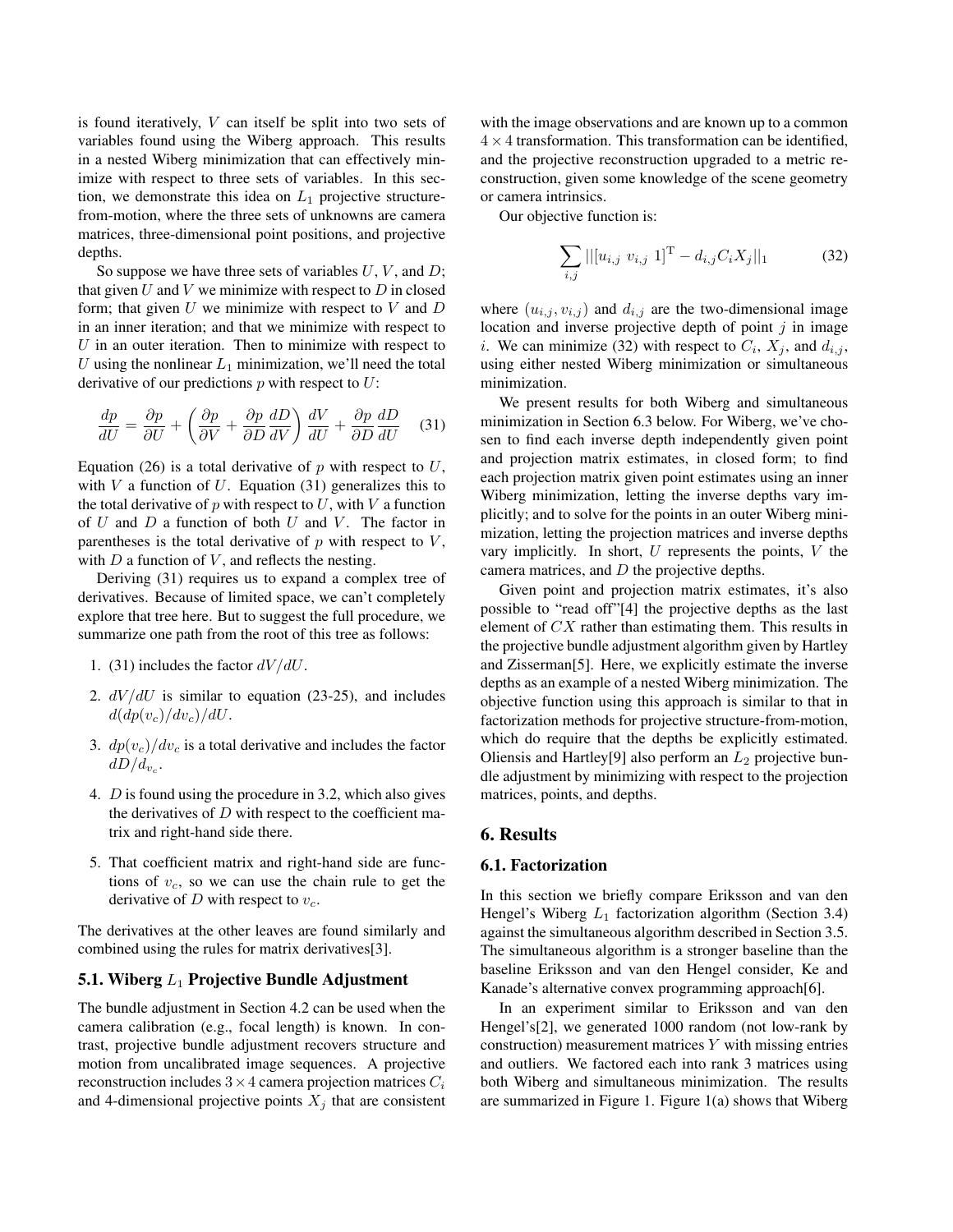is found iteratively, $V$ can itself be split into two sets of variables found using the Wiberg approach. This results in a nested Wiberg minimization that can effectively minimize with respect to three sets of variables. In this section, we demonstrate this idea on $L_1$ projective structure-from-motion, where the three sets of unknowns are camera matrices, three-dimensional point positions, and projective depths.

So suppose we have three sets of variables $U$, $V$, and $D$; that given $U$ and $V$ we minimize with respect to $D$ in closed form; that given $U$ we minimize with respect to $V$ and $D$ in an inner iteration; and that we minimize with respect to $U$ in an outer iteration. Then to minimize with respect to $U$ using the nonlinear $L_1$ minimization, we'll need the total derivative of our predictions $p$ with respect to $U$:

$$\frac{dp}{dU} = \frac{\partial p}{\partial U} + \left( \frac{\partial p}{\partial V} + \frac{\partial p}{\partial D}\frac{dD}{dV} \right) \frac{dV}{dU} + \frac{\partial p}{\partial D}\frac{dD}{dU} \quad (31)$$

Equation (26) is a total derivative of $p$ with respect to $U$, with $V$ a function of $U$. Equation (31) generalizes this to the total derivative of $p$ with respect to $U$, with $V$ a function of $U$ and $D$ a function of both $U$ and $V$. The factor in parentheses is the total derivative of $p$ with respect to $V$, with $D$ a function of $V$, and reflects the nesting.

Deriving (31) requires us to expand a complex tree of derivatives. Because of limited space, we can't completely explore that tree here. But to suggest the full procedure, we summarize one path from the root of this tree as follows:

1. (31) includes the factor $dV/dU$.
2. $dV/dU$ is similar to equation (23-25), and includes $d(dp(v_c)/dv_c)/dU$.
3. $dp(v_c)/dv_c$ is a total derivative and includes the factor $dD/d_{v_c}$.
4. $D$ is found using the procedure in 3.2, which also gives the derivatives of $D$ with respect to the coefficient matrix and right-hand side there.
5. That coefficient matrix and right-hand side are functions of $v_c$, so we can use the chain rule to get the derivative of $D$ with respect to $v_c$.

The derivatives at the other leaves are found similarly and combined using the rules for matrix derivatives[3].

### 5.1. Wiberg $L_1$ Projective Bundle Adjustment

The bundle adjustment in Section 4.2 can be used when the camera calibration (e.g., focal length) is known. In contrast, projective bundle adjustment recovers structure and motion from uncalibrated image sequences. A projective reconstruction includes $3 \times 4$ camera projection matrices $C_i$ and 4-dimensional projective points $X_j$ that are consistent with the image observations and are known up to a common $4 \times 4$ transformation. This transformation can be identified, and the projective reconstruction upgraded to a metric reconstruction, given some knowledge of the scene geometry or camera intrinsics.

Our objective function is:

$$\sum_{i,j} ||[u_{i,j} \ v_{i,j} \ 1]^{\mathrm{T}} - d_{i,j} C_i X_j||_1 \quad (32)$$

where $(u_{i,j}, v_{i,j})$ and $d_{i,j}$ are the two-dimensional image location and inverse projective depth of point $j$ in image $i$. We can minimize (32) with respect to $C_i$, $X_j$, and $d_{i,j}$, using either nested Wiberg minimization or simultaneous minimization.

We present results for both Wiberg and simultaneous minimization in Section 6.3 below. For Wiberg, we've chosen to find each inverse depth independently given point and projection matrix estimates, in closed form; to find each projection matrix given point estimates using an inner Wiberg minimization, letting the inverse depths vary implicitly; and to solve for the points in an outer Wiberg minimization, letting the projection matrices and inverse depths vary implicitly. In short, $U$ represents the points, $V$ the camera matrices, and $D$ the projective depths.

Given point and projection matrix estimates, it's also possible to "read off"[4] the projective depths as the last element of $CX$ rather than estimating them. This results in the projective bundle adjustment algorithm given by Hartley and Zisserman[5]. Here, we explicitly estimate the inverse depths as an example of a nested Wiberg minimization. The objective function using this approach is similar to that in factorization methods for projective structure-from-motion, which do require that the depths be explicitly estimated. Oliensis and Hartley[9] also perform an $L_2$ projective bundle adjustment by minimizing with respect to the projection matrices, points, and depths.

## 6. Results

### 6.1. Factorization

In this section we briefly compare Eriksson and van den Hengel's Wiberg $L_1$ factorization algorithm (Section 3.4) against the simultaneous algorithm described in Section 3.5. The simultaneous algorithm is a stronger baseline than the baseline Eriksson and van den Hengel consider, Ke and Kanade's alternative convex programming approach[6].

In an experiment similar to Eriksson and van den Hengel's[2], we generated 1000 random (not low-rank by construction) measurement matrices $Y$ with missing entries and outliers. We factored each into rank 3 matrices using both Wiberg and simultaneous minimization. The results are summarized in Figure 1. Figure 1(a) shows that Wiberg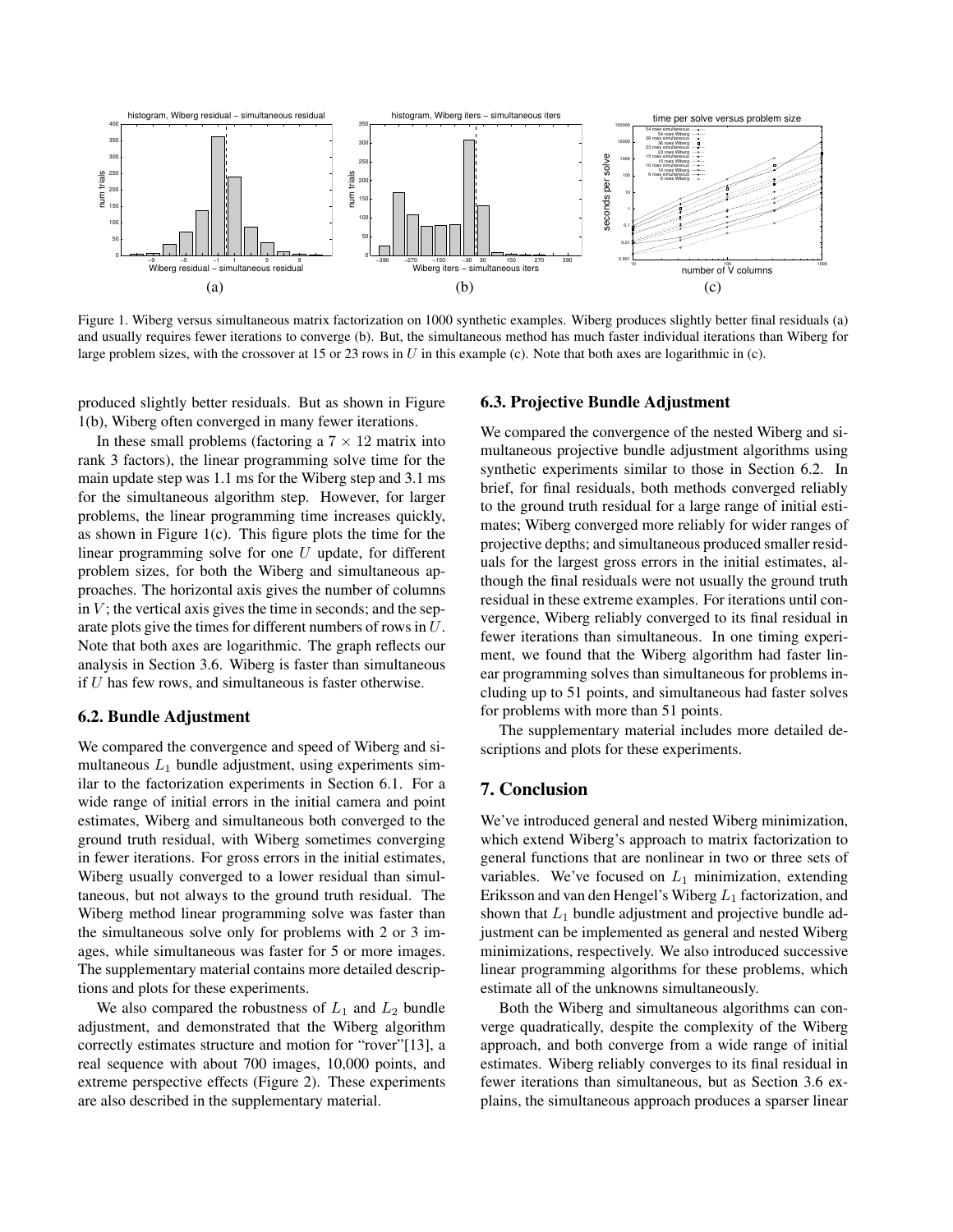Figure 1. Wiberg versus simultaneous matrix factorization on 1000 synthetic examples. Wiberg produces slightly better final residuals (a) and usually requires fewer iterations to converge (b). But, the simultaneous method has much faster individual iterations than Wiberg for large problem sizes, with the crossover at 15 or 23 rows in $U$ in this example (c). Note that both axes are logarithmic in (c).

produced slightly better residuals. But as shown in Figure 1(b), Wiberg often converged in many fewer iterations.

In these small problems (factoring a $7 \times 12$ matrix into rank 3 factors), the linear programming solve time for the main update step was 1.1 ms for the Wiberg step and 3.1 ms for the simultaneous algorithm step. However, for larger problems, the linear programming time increases quickly, as shown in Figure 1(c). This figure plots the time for the linear programming solve for one $U$ update, for different problem sizes, for both the Wiberg and simultaneous approaches. The horizontal axis gives the number of columns in $V$; the vertical axis gives the time in seconds; and the separate plots give the times for different numbers of rows in $U$. Note that both axes are logarithmic. The graph reflects our analysis in Section 3.6. Wiberg is faster than simultaneous if $U$ has few rows, and simultaneous is faster otherwise.

### 6.2. Bundle Adjustment

We compared the convergence and speed of Wiberg and simultaneous $L_1$ bundle adjustment, using experiments similar to the factorization experiments in Section 6.1. For a wide range of initial errors in the initial camera and point estimates, Wiberg and simultaneous both converged to the ground truth residual, with Wiberg sometimes converging in fewer iterations. For gross errors in the initial estimates, Wiberg usually converged to a lower residual than simultaneous, but not always to the ground truth residual. The Wiberg method linear programming solve was faster than the simultaneous solve only for problems with 2 or 3 images, while simultaneous was faster for 5 or more images. The supplementary material contains more detailed descriptions and plots for these experiments.

We also compared the robustness of $L_1$ and $L_2$ bundle adjustment, and demonstrated that the Wiberg algorithm correctly estimates structure and motion for "rover"[13], a real sequence with about 700 images, 10,000 points, and extreme perspective effects (Figure 2). These experiments are also described in the supplementary material.

### 6.3. Projective Bundle Adjustment

We compared the convergence of the nested Wiberg and simultaneous projective bundle adjustment algorithms using synthetic experiments similar to those in Section 6.2. In brief, for final residuals, both methods converged reliably to the ground truth residual for a large range of initial estimates; Wiberg converged more reliably for wider ranges of projective depths; and simultaneous produced smaller residuals for the largest gross errors in the initial estimates, although the final residuals were not usually the ground truth residual in these extreme examples. For iterations until convergence, Wiberg reliably converged to its final residual in fewer iterations than simultaneous. In one timing experiment, we found that the Wiberg algorithm had faster linear programming solves than simultaneous for problems including up to 51 points, and simultaneous had faster solves for problems with more than 51 points.

The supplementary material includes more detailed descriptions and plots for these experiments.

## 7. Conclusion

We've introduced general and nested Wiberg minimization, which extend Wiberg's approach to matrix factorization to general functions that are nonlinear in two or three sets of variables. We've focused on $L_1$ minimization, extending Eriksson and van den Hengel's Wiberg $L_1$ factorization, and shown that $L_1$ bundle adjustment and projective bundle adjustment can be implemented as general and nested Wiberg minimizations, respectively. We also introduced successive linear programming algorithms for these problems, which estimate all of the unknowns simultaneously.

Both the Wiberg and simultaneous algorithms can converge quadratically, despite the complexity of the Wiberg approach, and both converge from a wide range of initial estimates. Wiberg reliably converges to its final residual in fewer iterations than simultaneous, but as Section 3.6 explains, the simultaneous approach produces a sparser linear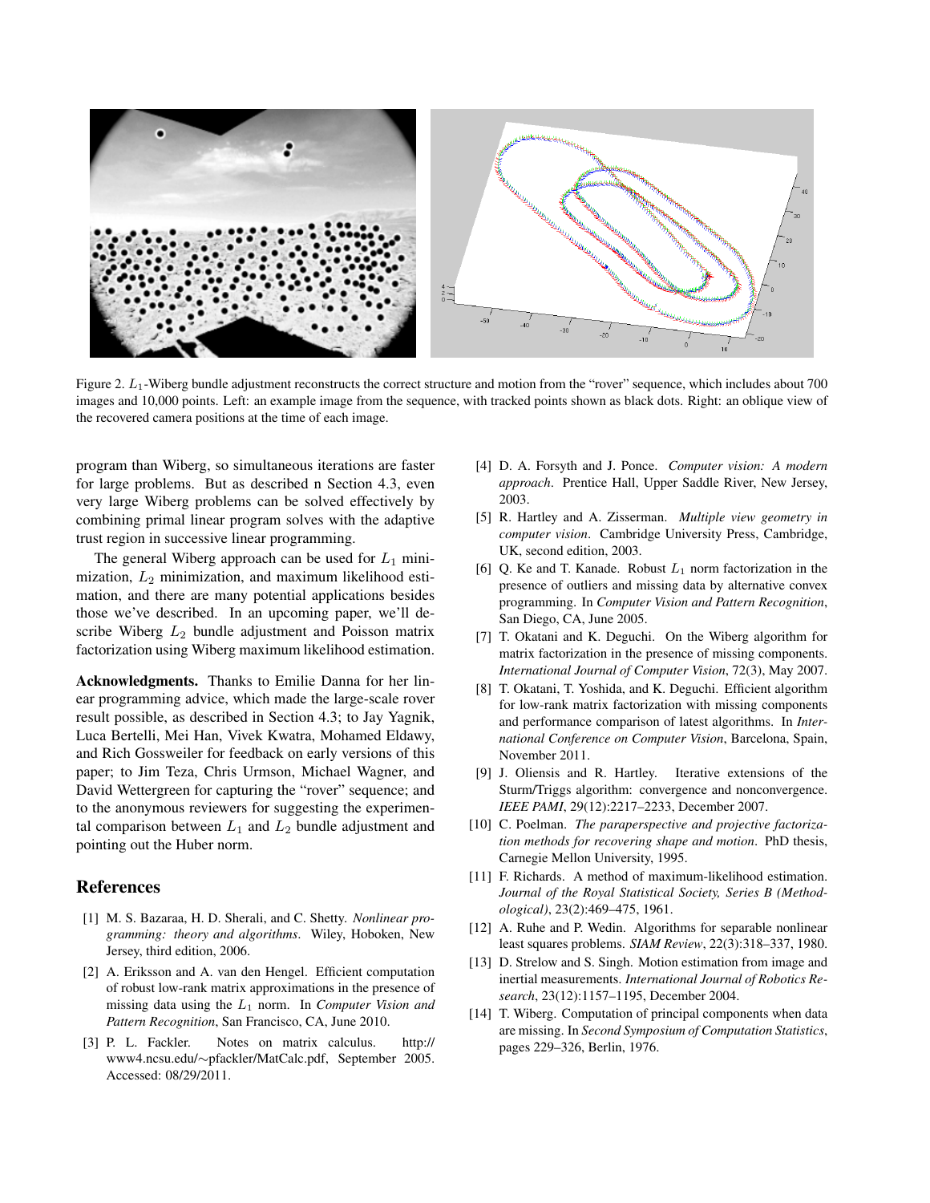Figure 2. $L_1$-Wiberg bundle adjustment reconstructs the correct structure and motion from the "rover" sequence, which includes about 700 images and 10,000 points. Left: an example image from the sequence, with tracked points shown as black dots. Right: an oblique view of the recovered camera positions at the time of each image.

program than Wiberg, so simultaneous iterations are faster for large problems. But as described n Section 4.3, even very large Wiberg problems can be solved effectively by combining primal linear program solves with the adaptive trust region in successive linear programming.

The general Wiberg approach can be used for $L_1$ minimization, $L_2$ minimization, and maximum likelihood estimation, and there are many potential applications besides those we've described. In an upcoming paper, we'll describe Wiberg $L_2$ bundle adjustment and Poisson matrix factorization using Wiberg maximum likelihood estimation.

**Acknowledgments.** Thanks to Emilie Danna for her linear programming advice, which made the large-scale rover result possible, as described in Section 4.3; to Jay Yagnik, Luca Bertelli, Mei Han, Vivek Kwatra, Mohamed Eldawy, and Rich Gossweiler for feedback on early versions of this paper; to Jim Teza, Chris Urmson, Michael Wagner, and David Wettergreen for capturing the "rover" sequence; and to the anonymous reviewers for suggesting the experimental comparison between $L_1$ and $L_2$ bundle adjustment and pointing out the Huber norm.

## References

[1] M. S. Bazaraa, H. D. Sherali, and C. Shetty. *Nonlinear programming: theory and algorithms*. Wiley, Hoboken, New Jersey, third edition, 2006.

[2] A. Eriksson and A. van den Hengel. Efficient computation of robust low-rank matrix approximations in the presence of missing data using the $L_1$ norm. In *Computer Vision and Pattern Recognition*, San Francisco, CA, June 2010.

[3] P. L. Fackler. Notes on matrix calculus. http://www4.ncsu.edu/~pfackler/MatCalc.pdf, September 2005. Accessed: 08/29/2011.

[4] D. A. Forsyth and J. Ponce. *Computer vision: A modern approach*. Prentice Hall, Upper Saddle River, New Jersey, 2003.

[5] R. Hartley and A. Zisserman. *Multiple view geometry in computer vision*. Cambridge University Press, Cambridge, UK, second edition, 2003.

[6] Q. Ke and T. Kanade. Robust $L_1$ norm factorization in the presence of outliers and missing data by alternative convex programming. In *Computer Vision and Pattern Recognition*, San Diego, CA, June 2005.

[7] T. Okatani and K. Deguchi. On the Wiberg algorithm for matrix factorization in the presence of missing components. *International Journal of Computer Vision*, 72(3), May 2007.

[8] T. Okatani, T. Yoshida, and K. Deguchi. Efficient algorithm for low-rank matrix factorization with missing components and performance comparison of latest algorithms. In *International Conference on Computer Vision*, Barcelona, Spain, November 2011.

[9] J. Oliensis and R. Hartley. Iterative extensions of the Sturm/Triggs algorithm: convergence and nonconvergence. *IEEE PAMI*, 29(12):2217–2233, December 2007.

[10] C. Poelman. *The paraperspective and projective factorization methods for recovering shape and motion*. PhD thesis, Carnegie Mellon University, 1995.

[11] F. Richards. A method of maximum-likelihood estimation. *Journal of the Royal Statistical Society, Series B (Methodological)*, 23(2):469–475, 1961.

[12] A. Ruhe and P. Wedin. Algorithms for separable nonlinear least squares problems. *SIAM Review*, 22(3):318–337, 1980.

[13] D. Strelow and S. Singh. Motion estimation from image and inertial measurements. *International Journal of Robotics Research*, 23(12):1157–1195, December 2004.

[14] T. Wiberg. Computation of principal components when data are missing. In *Second Symposium of Computation Statistics*, pages 229–326, Berlin, 1976.